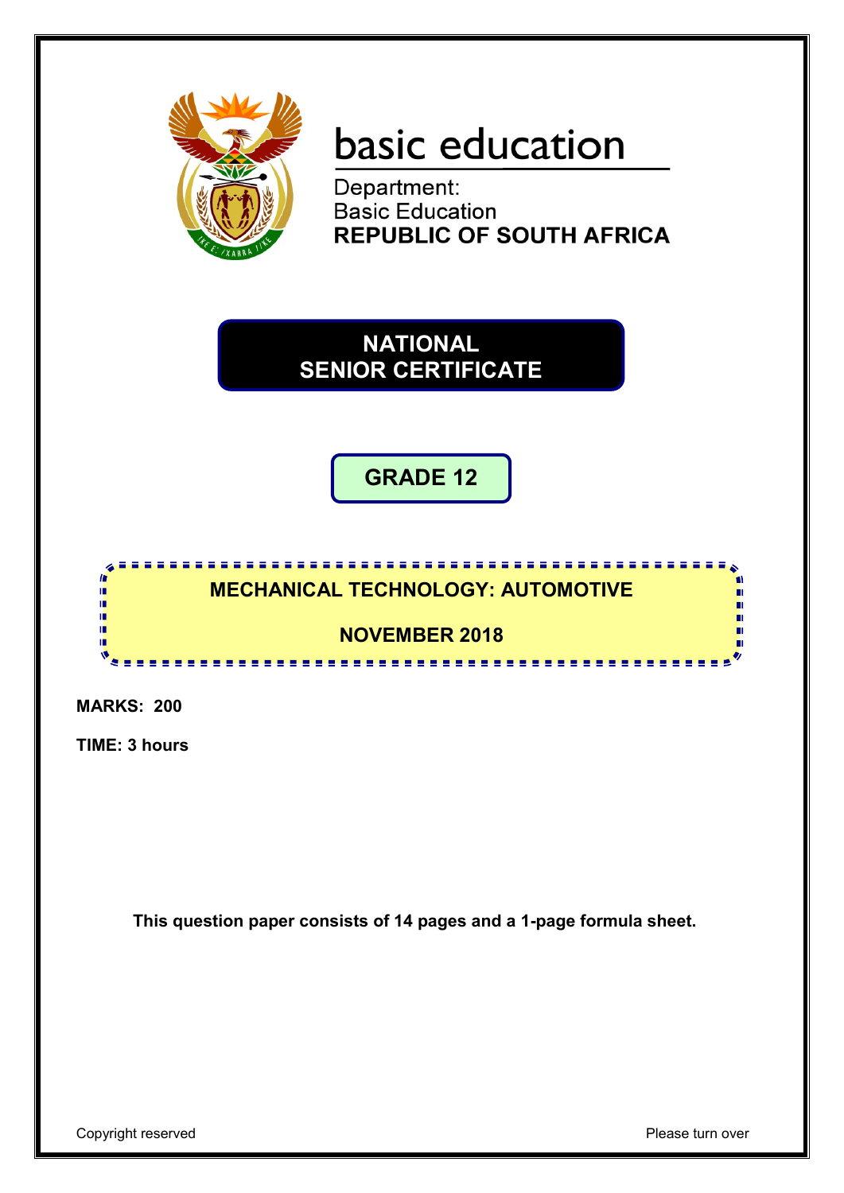basic education

Department:
Basic Education
**REPUBLIC OF SOUTH AFRICA**

# NATIONAL SENIOR CERTIFICATE

## GRADE 12

## MECHANICAL TECHNOLOGY: AUTOMOTIVE

## NOVEMBER 2018

**MARKS: 200**

**TIME: 3 hours**

**This question paper consists of 14 pages and a 1-page formula sheet.**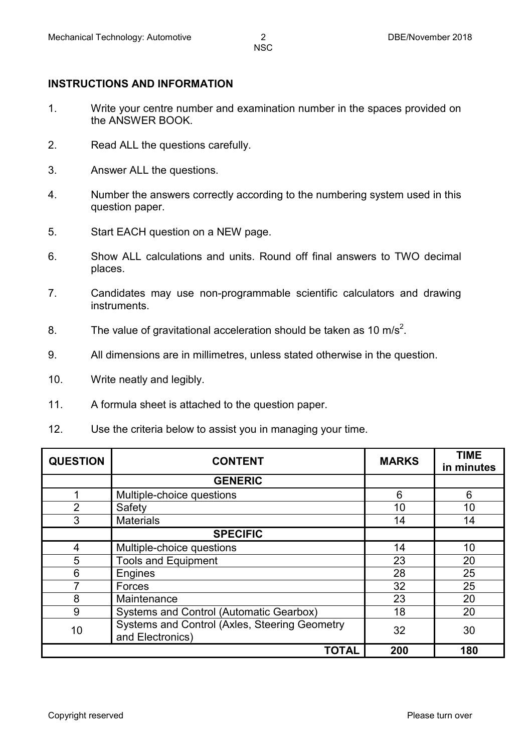## INSTRUCTIONS AND INFORMATION

1. Write your centre number and examination number in the spaces provided on the ANSWER BOOK.
2. Read ALL the questions carefully.
3. Answer ALL the questions.
4. Number the answers correctly according to the numbering system used in this question paper.
5. Start EACH question on a NEW page.
6. Show ALL calculations and units. Round off final answers to TWO decimal places.
7. Candidates may use non-programmable scientific calculators and drawing instruments.
8. The value of gravitational acceleration should be taken as 10 $m/s^2$.
9. All dimensions are in millimetres, unless stated otherwise in the question.
10. Write neatly and legibly.
11. A formula sheet is attached to the question paper.
12. Use the criteria below to assist you in managing your time.

| QUESTION | CONTENT | MARKS | TIME in minutes |
|---|---|---|---|
| | **GENERIC** | | |
| 1 | Multiple-choice questions | 6 | 6 |
| 2 | Safety | 10 | 10 |
| 3 | Materials | 14 | 14 |
| | **SPECIFIC** | | |
| 4 | Multiple-choice questions | 14 | 10 |
| 5 | Tools and Equipment | 23 | 20 |
| 6 | Engines | 28 | 25 |
| 7 | Forces | 32 | 25 |
| 8 | Maintenance | 23 | 20 |
| 9 | Systems and Control (Automatic Gearbox) | 18 | 20 |
| 10 | Systems and Control (Axles, Steering Geometry and Electronics) | 32 | 30 |
| | **TOTAL** | **200** | **180** |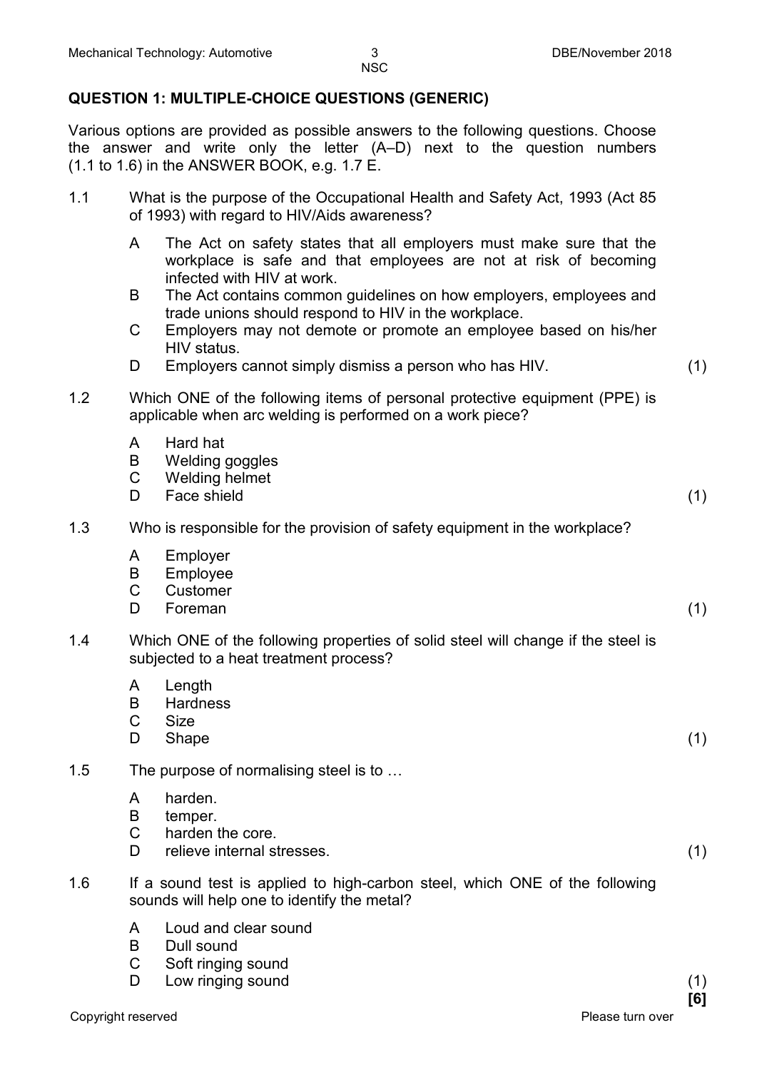**QUESTION 1: MULTIPLE-CHOICE QUESTIONS (GENERIC)**

Various options are provided as possible answers to the following questions. Choose the answer and write only the letter (A–D) next to the question numbers (1.1 to 1.6) in the ANSWER BOOK, e.g. 1.7 E.

1.1 What is the purpose of the Occupational Health and Safety Act, 1993 (Act 85 of 1993) with regard to HIV/Aids awareness?

- A The Act on safety states that all employers must make sure that the workplace is safe and that employees are not at risk of becoming infected with HIV at work.
- B The Act contains common guidelines on how employers, employees and trade unions should respond to HIV in the workplace.
- C Employers may not demote or promote an employee based on his/her HIV status.
- D Employers cannot simply dismiss a person who has HIV. (1)

1.2 Which ONE of the following items of personal protective equipment (PPE) is applicable when arc welding is performed on a work piece?

- A Hard hat
- B Welding goggles
- C Welding helmet
- D Face shield (1)

1.3 Who is responsible for the provision of safety equipment in the workplace?

- A Employer
- B Employee
- C Customer
- D Foreman (1)

1.4 Which ONE of the following properties of solid steel will change if the steel is subjected to a heat treatment process?

- A Length
- B Hardness
- C Size
- D Shape (1)

1.5 The purpose of normalising steel is to …

- A harden.
- B temper.
- C harden the core.
- D relieve internal stresses. (1)

1.6 If a sound test is applied to high-carbon steel, which ONE of the following sounds will help one to identify the metal?

- A Loud and clear sound
- B Dull sound
- C Soft ringing sound
- D Low ringing sound (1)

**[6]**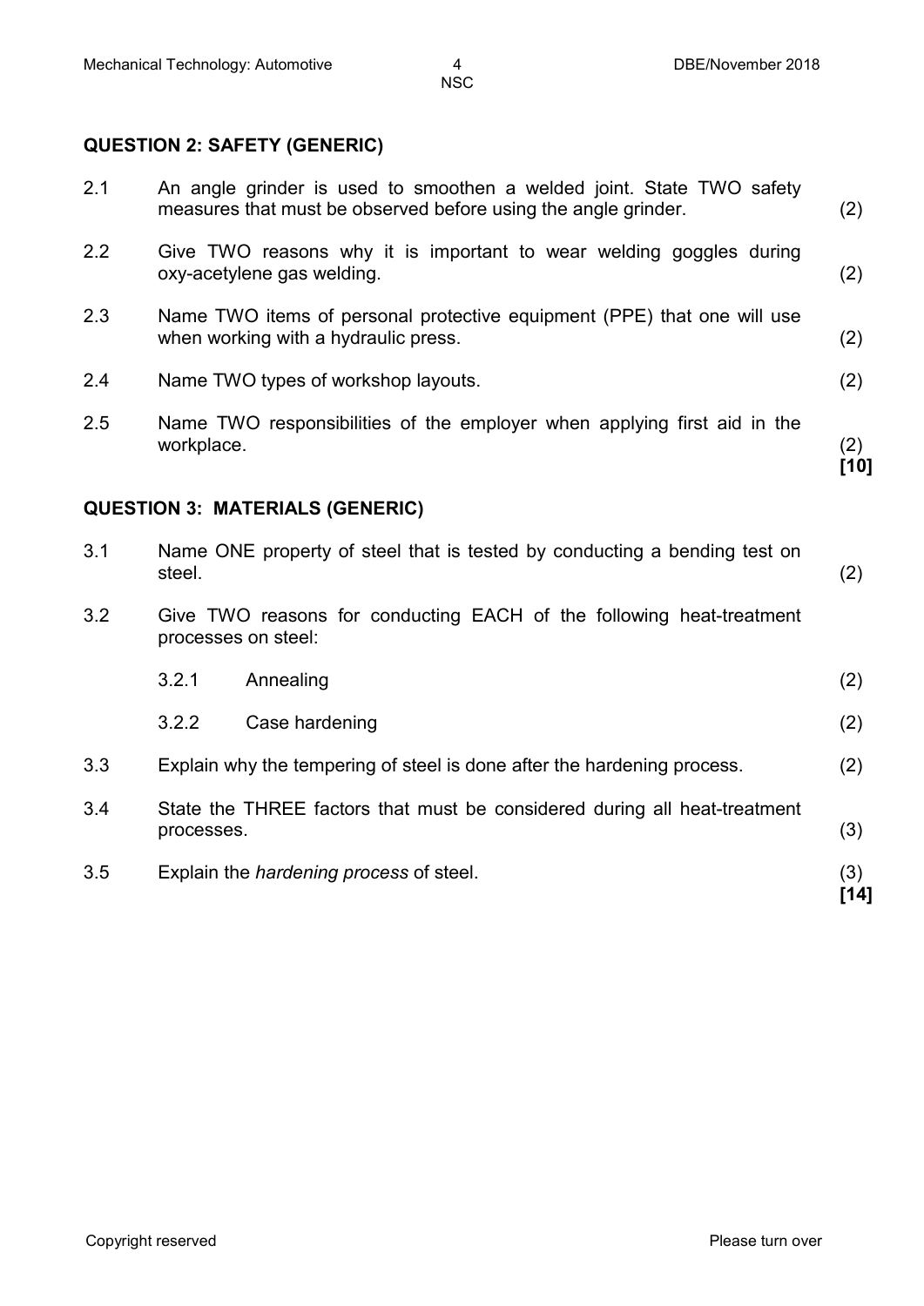## QUESTION 2: SAFETY (GENERIC)

| | | |
|---|---|---|
| 2.1 | An angle grinder is used to smoothen a welded joint. State TWO safety measures that must be observed before using the angle grinder. | (2) |
| 2.2 | Give TWO reasons why it is important to wear welding goggles during oxy-acetylene gas welding. | (2) |
| 2.3 | Name TWO items of personal protective equipment (PPE) that one will use when working with a hydraulic press. | (2) |
| 2.4 | Name TWO types of workshop layouts. | (2) |
| 2.5 | Name TWO responsibilities of the employer when applying first aid in the workplace. | (2) **[10]** |

## QUESTION 3: MATERIALS (GENERIC)

| | | | |
|---|---|---|---|
| 3.1 | Name ONE property of steel that is tested by conducting a bending test on steel. | | (2) |
| 3.2 | Give TWO reasons for conducting EACH of the following heat-treatment processes on steel: | | |
| | 3.2.1 | Annealing | (2) |
| | 3.2.2 | Case hardening | (2) |
| 3.3 | Explain why the tempering of steel is done after the hardening process. | | (2) |
| 3.4 | State the THREE factors that must be considered during all heat-treatment processes. | | (3) |
| 3.5 | Explain the *hardening process* of steel. | | (3) **[14]** |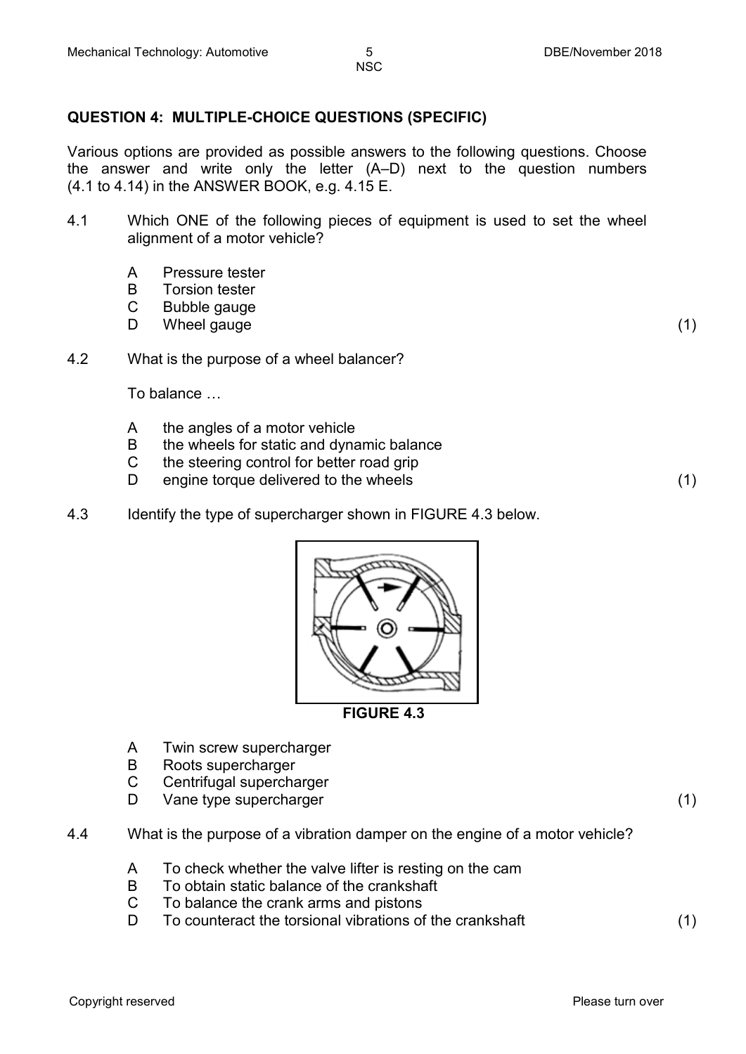## QUESTION 4: MULTIPLE-CHOICE QUESTIONS (SPECIFIC)

Various options are provided as possible answers to the following questions. Choose the answer and write only the letter (A–D) next to the question numbers (4.1 to 4.14) in the ANSWER BOOK, e.g. 4.15 E.

4.1 Which ONE of the following pieces of equipment is used to set the wheel alignment of a motor vehicle?

- A Pressure tester
- B Torsion tester
- C Bubble gauge
- D Wheel gauge (1)

4.2 What is the purpose of a wheel balancer?

To balance …

- A the angles of a motor vehicle
- B the wheels for static and dynamic balance
- C the steering control for better road grip
- D engine torque delivered to the wheels (1)

4.3 Identify the type of supercharger shown in FIGURE 4.3 below.

**FIGURE 4.3**

- A Twin screw supercharger
- B Roots supercharger
- C Centrifugal supercharger
- D Vane type supercharger (1)

4.4 What is the purpose of a vibration damper on the engine of a motor vehicle?

- A To check whether the valve lifter is resting on the cam
- B To obtain static balance of the crankshaft
- C To balance the crank arms and pistons
- D To counteract the torsional vibrations of the crankshaft (1)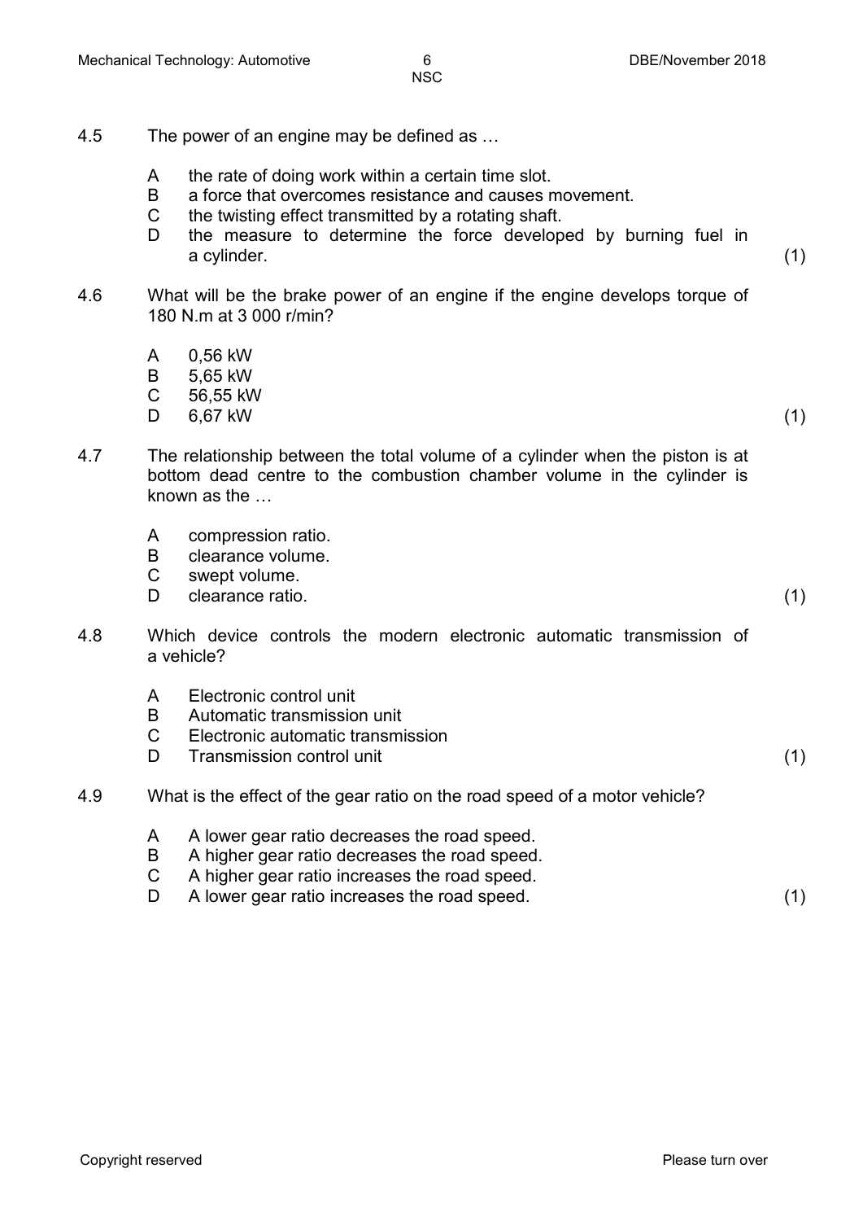4.5 The power of an engine may be defined as …

A the rate of doing work within a certain time slot.
B a force that overcomes resistance and causes movement.
C the twisting effect transmitted by a rotating shaft.
D the measure to determine the force developed by burning fuel in a cylinder. (1)

4.6 What will be the brake power of an engine if the engine develops torque of 180 N.m at 3 000 r/min?

A 0,56 kW
B 5,65 kW
C 56,55 kW
D 6,67 kW (1)

4.7 The relationship between the total volume of a cylinder when the piston is at bottom dead centre to the combustion chamber volume in the cylinder is known as the …

A compression ratio.
B clearance volume.
C swept volume.
D clearance ratio. (1)

4.8 Which device controls the modern electronic automatic transmission of a vehicle?

A Electronic control unit
B Automatic transmission unit
C Electronic automatic transmission
D Transmission control unit (1)

4.9 What is the effect of the gear ratio on the road speed of a motor vehicle?

A A lower gear ratio decreases the road speed.
B A higher gear ratio decreases the road speed.
C A higher gear ratio increases the road speed.
D A lower gear ratio increases the road speed. (1)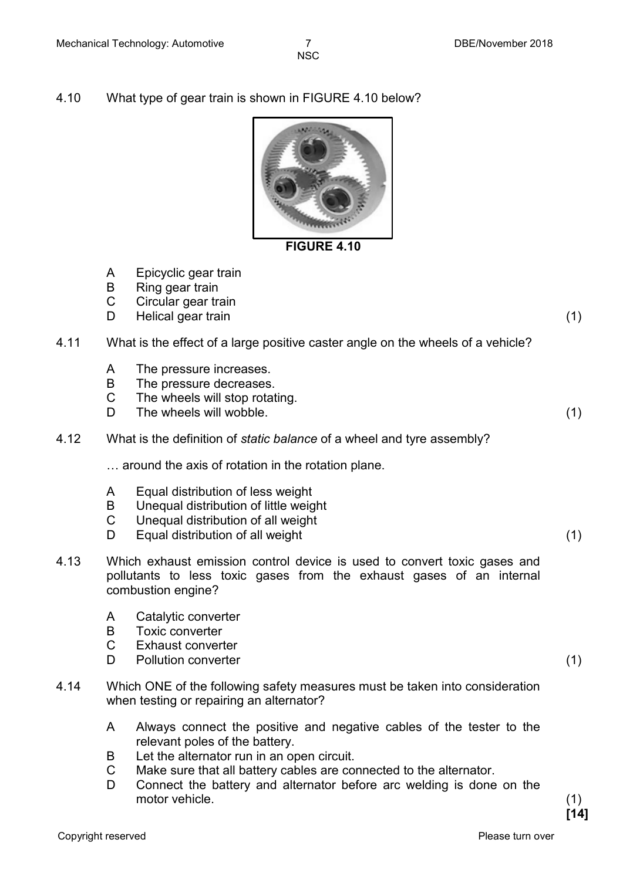4.10 What type of gear train is shown in FIGURE 4.10 below?

**FIGURE 4.10**

A Epicyclic gear train
B Ring gear train
C Circular gear train
D Helical gear train (1)

4.11 What is the effect of a large positive caster angle on the wheels of a vehicle?

A The pressure increases.
B The pressure decreases.
C The wheels will stop rotating.
D The wheels will wobble. (1)

4.12 What is the definition of *static balance* of a wheel and tyre assembly?

… around the axis of rotation in the rotation plane.

A Equal distribution of less weight
B Unequal distribution of little weight
C Unequal distribution of all weight
D Equal distribution of all weight (1)

4.13 Which exhaust emission control device is used to convert toxic gases and pollutants to less toxic gases from the exhaust gases of an internal combustion engine?

A Catalytic converter
B Toxic converter
C Exhaust converter
D Pollution converter (1)

4.14 Which ONE of the following safety measures must be taken into consideration when testing or repairing an alternator?

A Always connect the positive and negative cables of the tester to the relevant poles of the battery.
B Let the alternator run in an open circuit.
C Make sure that all battery cables are connected to the alternator.
D Connect the battery and alternator before arc welding is done on the motor vehicle. (1)

**[14]**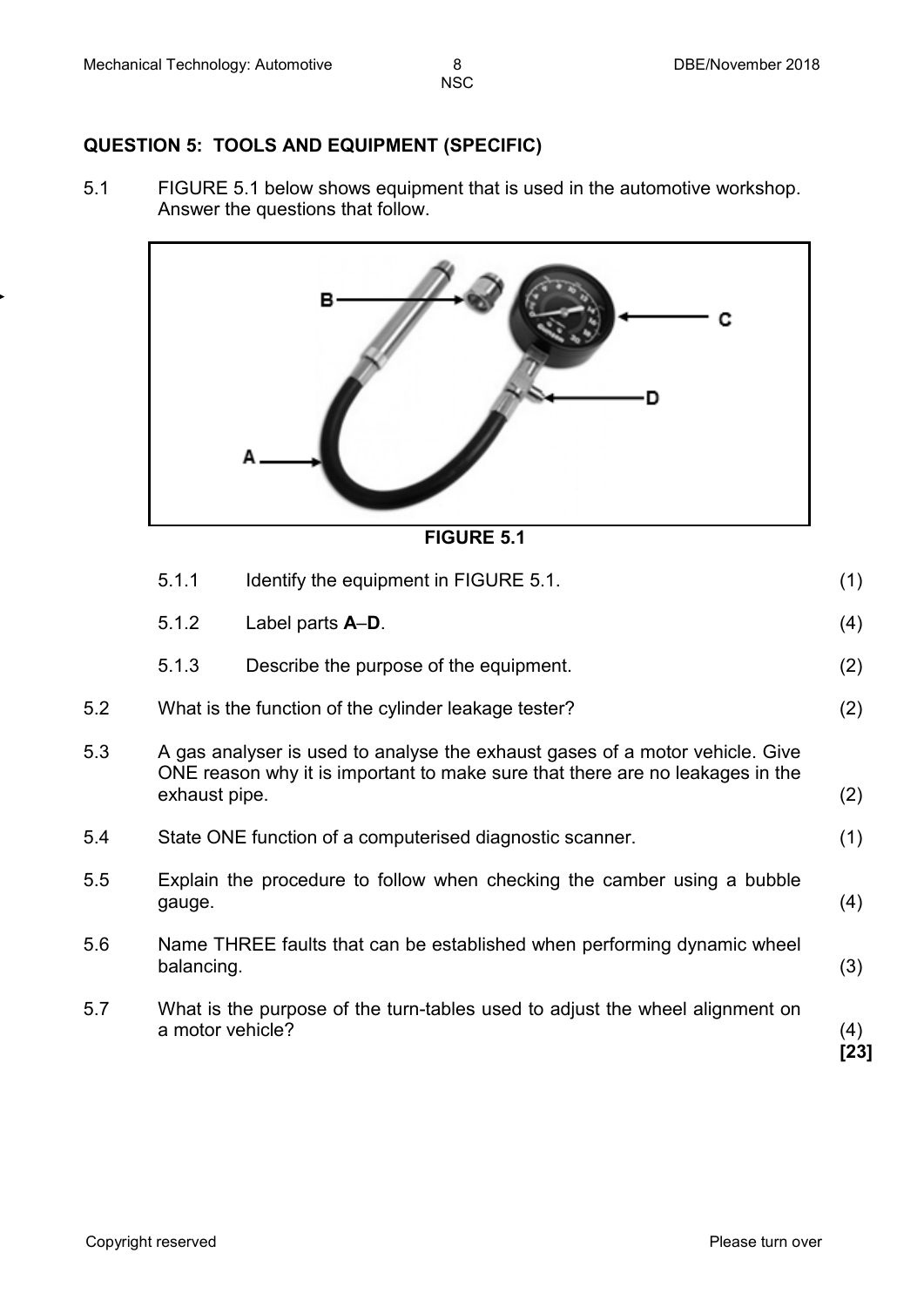## QUESTION 5: TOOLS AND EQUIPMENT (SPECIFIC)

5.1 FIGURE 5.1 below shows equipment that is used in the automotive workshop. Answer the questions that follow.

**FIGURE 5.1**

| | | | |
|---|---|---|---|
| | 5.1.1 | Identify the equipment in FIGURE 5.1. | (1) |
| | 5.1.2 | Label parts **A**–**D**. | (4) |
| | 5.1.3 | Describe the purpose of the equipment. | (2) |

5.2 What is the function of the cylinder leakage tester? (2)

5.3 A gas analyser is used to analyse the exhaust gases of a motor vehicle. Give ONE reason why it is important to make sure that there are no leakages in the exhaust pipe. (2)

5.4 State ONE function of a computerised diagnostic scanner. (1)

5.5 Explain the procedure to follow when checking the camber using a bubble gauge. (4)

5.6 Name THREE faults that can be established when performing dynamic wheel balancing. (3)

5.7 What is the purpose of the turn-tables used to adjust the wheel alignment on a motor vehicle? (4)

**[23]**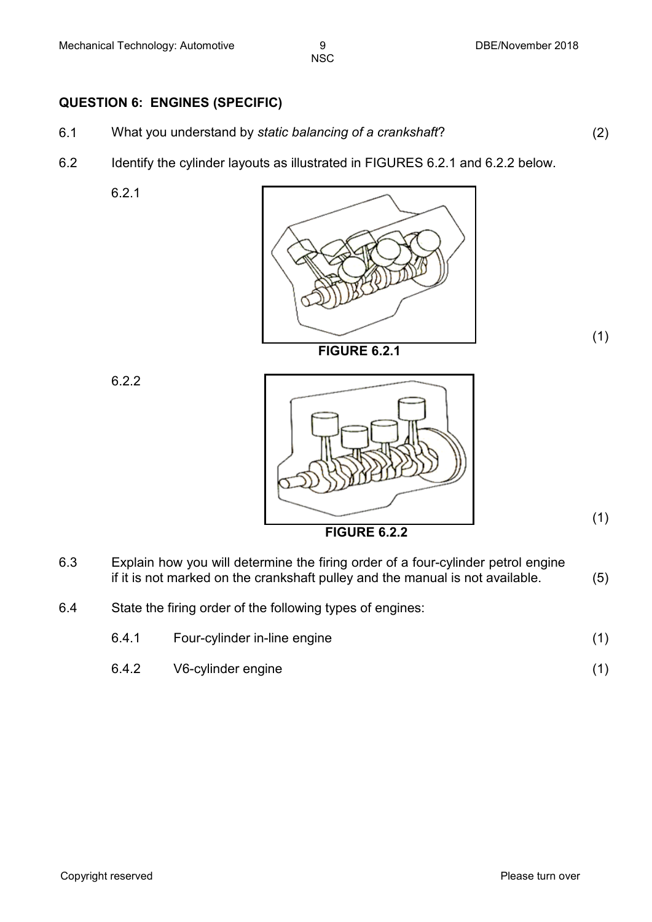## QUESTION 6: ENGINES (SPECIFIC)

6.1 What you understand by *static balancing of a crankshaft*? (2)

6.2 Identify the cylinder layouts as illustrated in FIGURES 6.2.1 and 6.2.2 below.

6.2.1

**FIGURE 6.2.1**

(1)

6.2.2

**FIGURE 6.2.2**

(1)

6.3 Explain how you will determine the firing order of a four-cylinder petrol engine if it is not marked on the crankshaft pulley and the manual is not available. (5)

6.4 State the firing order of the following types of engines:

6.4.1 Four-cylinder in-line engine (1)

6.4.2 V6-cylinder engine (1)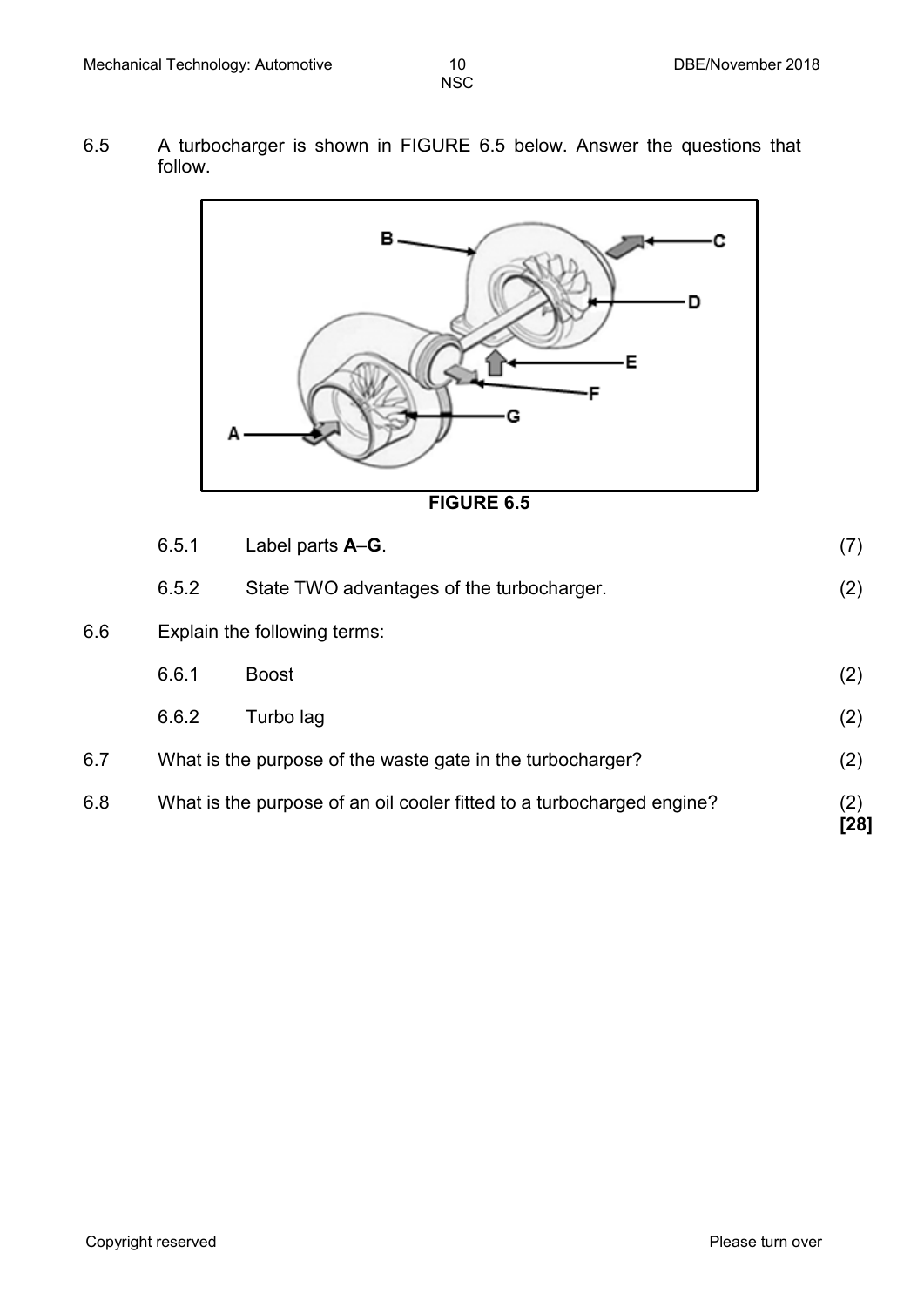6.5 A turbocharger is shown in FIGURE 6.5 below. Answer the questions that follow.

FIGURE 6.5

| | | | |
|---|---|---|---|
| | 6.5.1 | Label parts **A**–**G**. | (7) |
| | 6.5.2 | State TWO advantages of the turbocharger. | (2) |

6.6 Explain the following terms:

| | | |
|---|---|---|
| 6.6.1 | Boost | (2) |
| 6.6.2 | Turbo lag | (2) |

6.7 What is the purpose of the waste gate in the turbocharger? (2)

6.8 What is the purpose of an oil cooler fitted to a turbocharged engine? (2)
**[28]**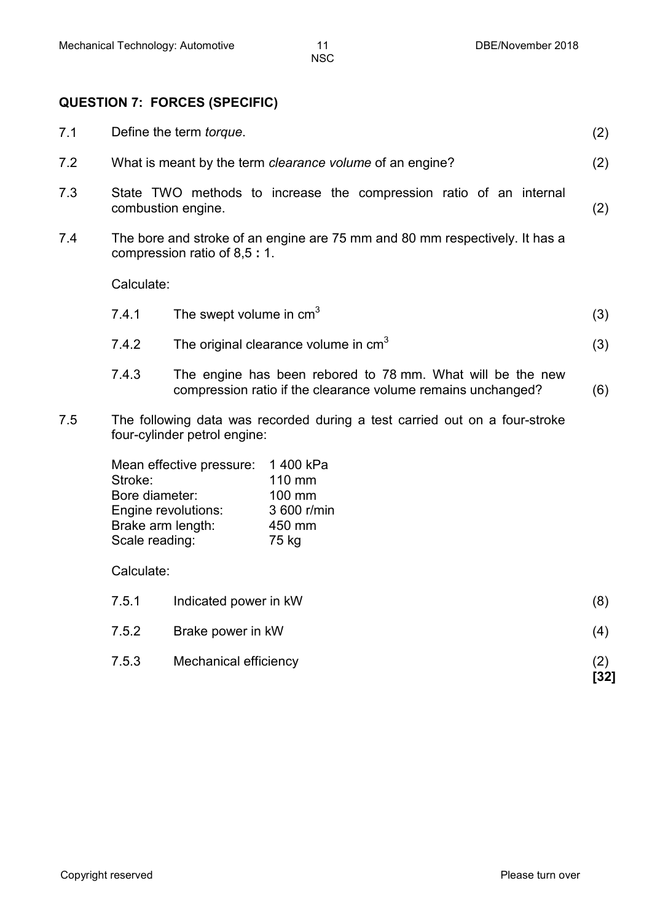## QUESTION 7: FORCES (SPECIFIC)

7.1 Define the term *torque*. (2)

7.2 What is meant by the term *clearance volume* of an engine? (2)

7.3 State TWO methods to increase the compression ratio of an internal combustion engine. (2)

7.4 The bore and stroke of an engine are 75 mm and 80 mm respectively. It has a compression ratio of 8,5 **:** 1.

Calculate:

7.4.1 The swept volume in $cm^3$ (3)

7.4.2 The original clearance volume in $cm^3$ (3)

7.4.3 The engine has been rebored to 78 mm. What will be the new compression ratio if the clearance volume remains unchanged? (6)

7.5 The following data was recorded during a test carried out on a four-stroke four-cylinder petrol engine:

| | |
|---|---|
| Mean effective pressure: | 1 400 kPa |
| Stroke: | 110 mm |
| Bore diameter: | 100 mm |
| Engine revolutions: | 3 600 r/min |
| Brake arm length: | 450 mm |
| Scale reading: | 75 kg |

Calculate:

7.5.1 Indicated power in kW (8)

7.5.2 Brake power in kW (4)

7.5.3 Mechanical efficiency (2)

**[32]**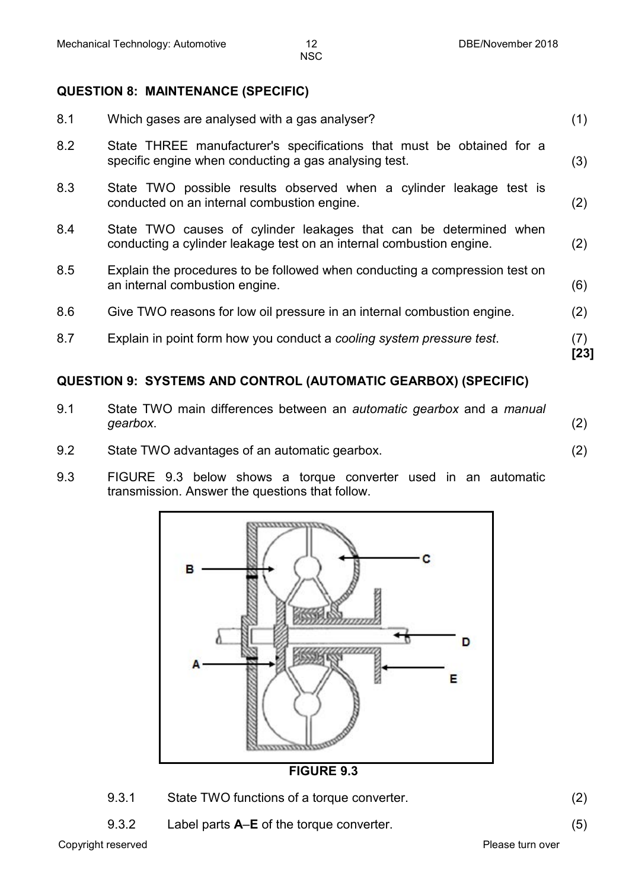## QUESTION 8: MAINTENANCE (SPECIFIC)

| | | |
|---|---|---|
| 8.1 | Which gases are analysed with a gas analyser? | (1) |
| 8.2 | State THREE manufacturer's specifications that must be obtained for a specific engine when conducting a gas analysing test. | (3) |
| 8.3 | State TWO possible results observed when a cylinder leakage test is conducted on an internal combustion engine. | (2) |
| 8.4 | State TWO causes of cylinder leakages that can be determined when conducting a cylinder leakage test on an internal combustion engine. | (2) |
| 8.5 | Explain the procedures to be followed when conducting a compression test on an internal combustion engine. | (6) |
| 8.6 | Give TWO reasons for low oil pressure in an internal combustion engine. | (2) |
| 8.7 | Explain in point form how you conduct a *cooling system pressure test*. | (7) **[23]** |

## QUESTION 9: SYSTEMS AND CONTROL (AUTOMATIC GEARBOX) (SPECIFIC)

| | | |
|---|---|---|
| 9.1 | State TWO main differences between an *automatic gearbox* and a *manual gearbox*. | (2) |
| 9.2 | State TWO advantages of an automatic gearbox. | (2) |

9.3 FIGURE 9.3 below shows a torque converter used in an automatic transmission. Answer the questions that follow.

**FIGURE 9.3**

| | | |
|---|---|---|
| 9.3.1 | State TWO functions of a torque converter. | (2) |
| 9.3.2 | Label parts **A**–**E** of the torque converter. | (5) |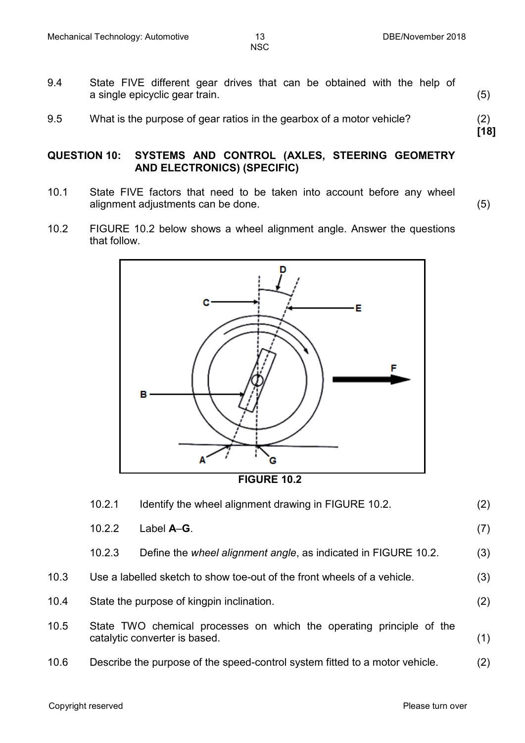9.4 State FIVE different gear drives that can be obtained with the help of a single epicyclic gear train. (5)

9.5 What is the purpose of gear ratios in the gearbox of a motor vehicle? (2)
**[18]**

## QUESTION 10: SYSTEMS AND CONTROL (AXLES, STEERING GEOMETRY AND ELECTRONICS) (SPECIFIC)

10.1 State FIVE factors that need to be taken into account before any wheel alignment adjustments can be done. (5)

10.2 FIGURE 10.2 below shows a wheel alignment angle. Answer the questions that follow.

**FIGURE 10.2**

10.2.1 Identify the wheel alignment drawing in FIGURE 10.2. (2)

10.2.2 Label **A**–**G**. (7)

10.2.3 Define the *wheel alignment angle*, as indicated in FIGURE 10.2. (3)

10.3 Use a labelled sketch to show toe-out of the front wheels of a vehicle. (3)

10.4 State the purpose of kingpin inclination. (2)

10.5 State TWO chemical processes on which the operating principle of the catalytic converter is based. (1)

10.6 Describe the purpose of the speed-control system fitted to a motor vehicle. (2)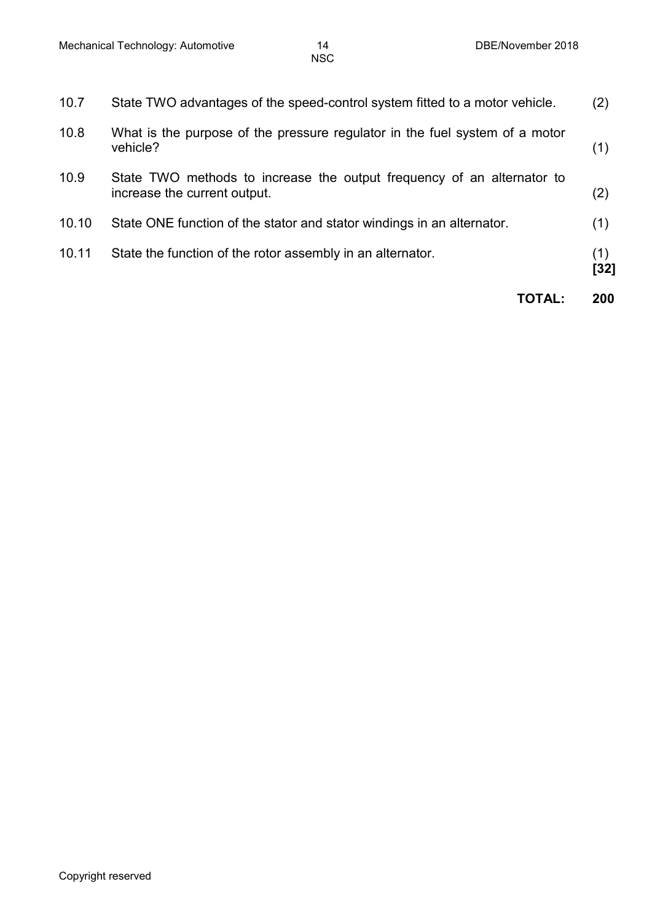| | | |
|---|---|---|
| 10.7 | State TWO advantages of the speed-control system fitted to a motor vehicle. | (2) |
| 10.8 | What is the purpose of the pressure regulator in the fuel system of a motor vehicle? | (1) |
| 10.9 | State TWO methods to increase the output frequency of an alternator to increase the current output. | (2) |
| 10.10 | State ONE function of the stator and stator windings in an alternator. | (1) |
| 10.11 | State the function of the rotor assembly in an alternator. | (1) **[32]** |

**TOTAL: 200**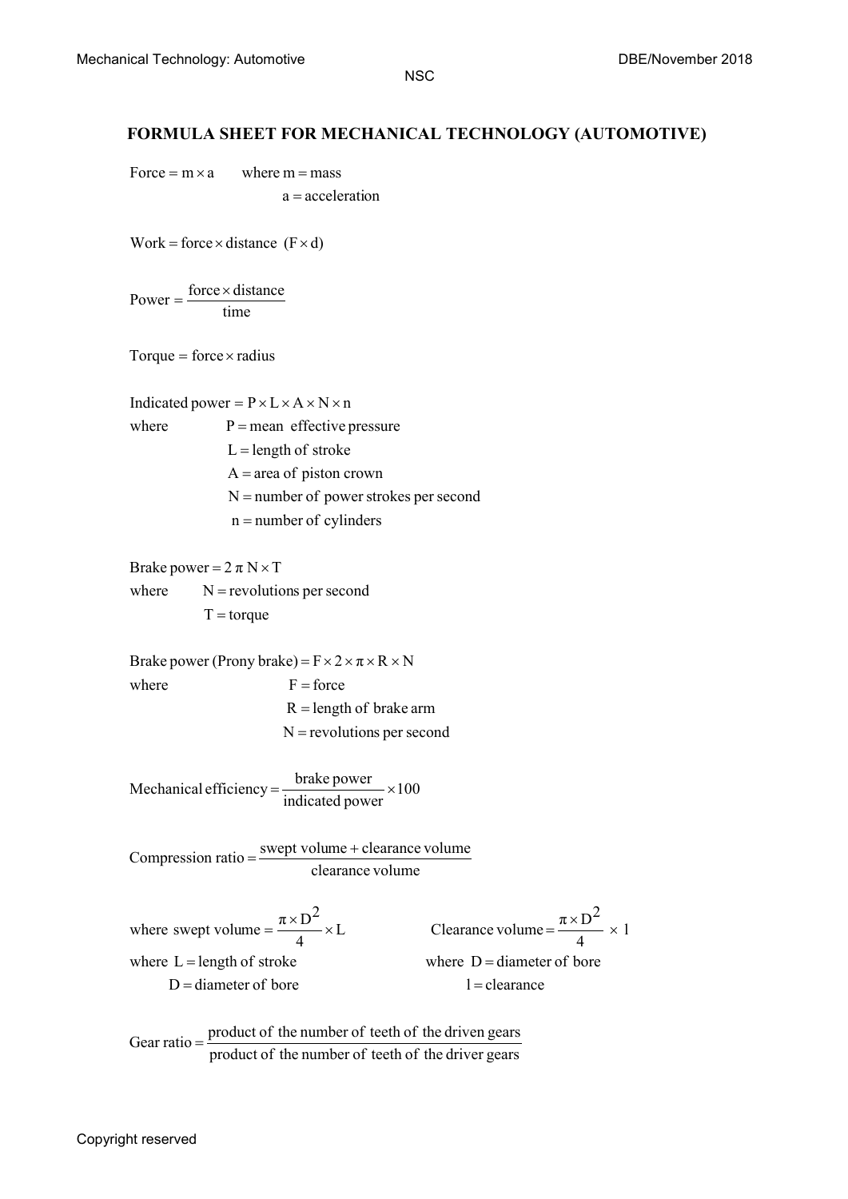# FORMULA SHEET FOR MECHANICAL TECHNOLOGY (AUTOMOTIVE)

$\text{Force} = m \times a$ where $m$ = mass
$a$ = acceleration

$\text{Work} = \text{force} \times \text{distance} \ (F \times d)$

$$\text{Power} = \frac{\text{force} \times \text{distance}}{\text{time}}$$

$\text{Torque} = \text{force} \times \text{radius}$

$\text{Indicated power} = P \times L \times A \times N \times n$

where
$P$ = mean effective pressure
$L$ = length of stroke
$A$ = area of piston crown
$N$ = number of power strokes per second
$n$ = number of cylinders

$\text{Brake power} = 2\,\pi\,N \times T$

where
$N$ = revolutions per second
$T$ = torque

$\text{Brake power (Prony brake)} = F \times 2 \times \pi \times R \times N$

where
$F$ = force
$R$ = length of brake arm
$N$ = revolutions per second

$$\text{Mechanical efficiency} = \frac{\text{brake power}}{\text{indicated power}} \times 100$$

$$\text{Compression ratio} = \frac{\text{swept volume} + \text{clearance volume}}{\text{clearance volume}}$$

where $\text{swept volume} = \dfrac{\pi \times D^2}{4} \times L$

where $L$ = length of stroke
$D$ = diameter of bore

$\text{Clearance volume} = \dfrac{\pi \times D^2}{4} \times l$

where $D$ = diameter of bore
$l$ = clearance

$$\text{Gear ratio} = \frac{\text{product of the number of teeth of the driven gears}}{\text{product of the number of teeth of the driver gears}}$$